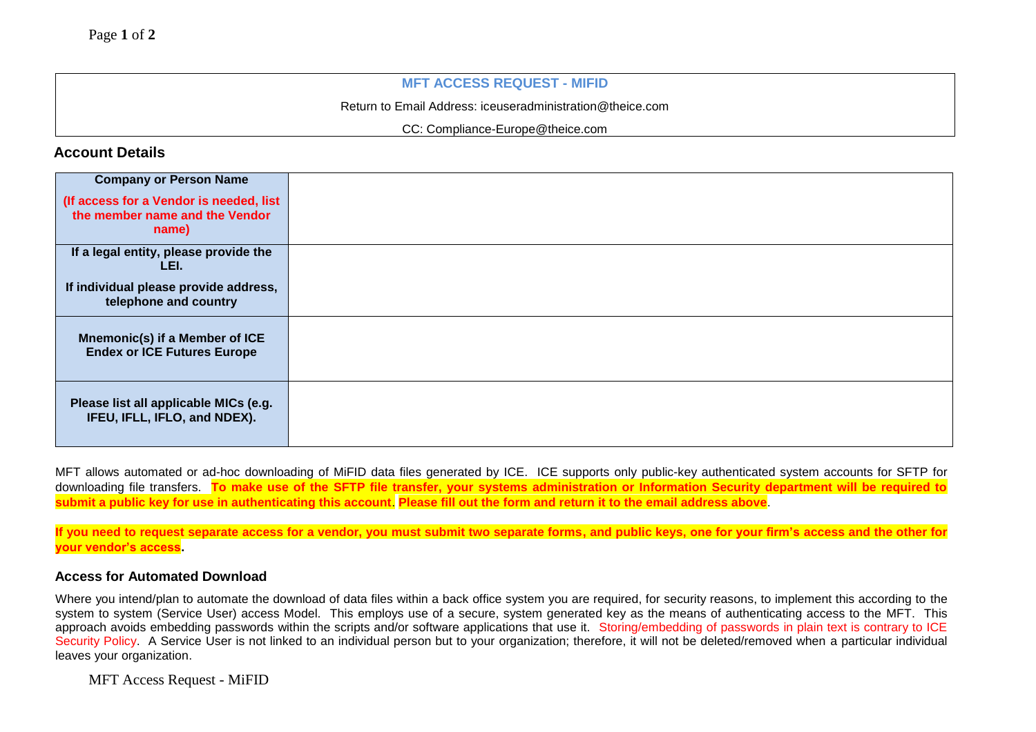# MFT ACCESS REQUEST - MIFID

Return to Email Address: iceuseradministration@theice.com

CC: Compliance-Europe@theice.com

## Account Details

| | |
|---|---|
| **Company or Person Name** **(If access for a Vendor is needed, list the member name and the Vendor name)** | |
| **If a legal entity, please provide the LEI.** **If individual please provide address, telephone and country** | |
| **Mnemonic(s) if a Member of ICE Endex or ICE Futures Europe** | |
| **Please list all applicable MICs (e.g. IFEU, IFLL, IFLO, and NDEX).** | |

MFT allows automated or ad-hoc downloading of MiFID data files generated by ICE. ICE supports only public-key authenticated system accounts for SFTP for downloading file transfers. **To make use of the SFTP file transfer, your systems administration or Information Security department will be required to submit a public key for use in authenticating this account**. **Please fill out the form and return it to the email address above**.

**If you need to request separate access for a vendor, you must submit two separate forms, and public keys, one for your firm's access and the other for your vendor's access.**

### Access for Automated Download

Where you intend/plan to automate the download of data files within a back office system you are required, for security reasons, to implement this according to the system to system (Service User) access Model. This employs use of a secure, system generated key as the means of authenticating access to the MFT. This approach avoids embedding passwords within the scripts and/or software applications that use it. Storing/embedding of passwords in plain text is contrary to ICE Security Policy. A Service User is not linked to an individual person but to your organization; therefore, it will not be deleted/removed when a particular individual leaves your organization.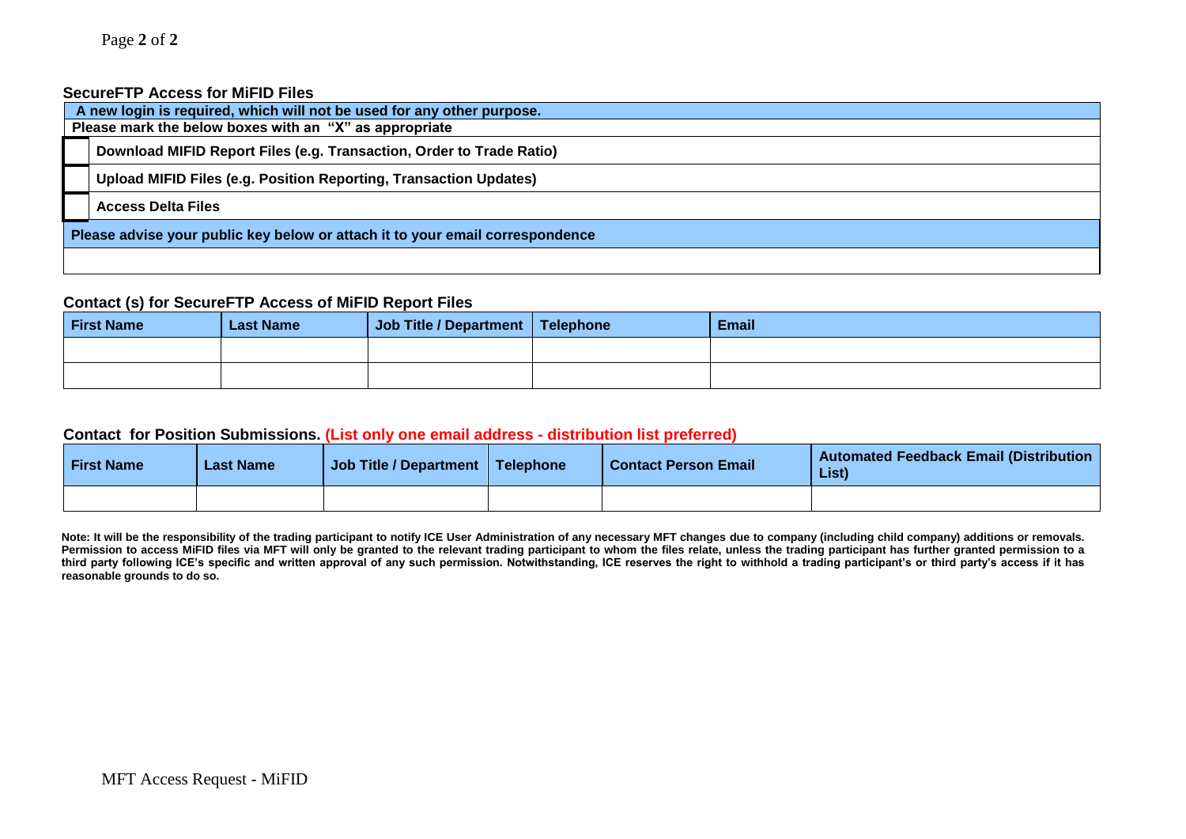### SecureFTP Access for MiFID Files

| A new login is required, which will not be used for any other purpose. | |
|---|---|
| Please mark the below boxes with an "X" as appropriate | |
| | Download MIFID Report Files (e.g. Transaction, Order to Trade Ratio) |
| | Upload MIFID Files (e.g. Position Reporting, Transaction Updates) |
| | Access Delta Files |
| Please advise your public key below or attach it to your email correspondence | |
| | |

### Contact (s) for SecureFTP Access of MiFID Report Files

| First Name | Last Name | Job Title / Department | Telephone | Email |
|---|---|---|---|---|
| | | | | |
| | | | | |

### Contact for Position Submissions. (List only one email address - distribution list preferred)

| First Name | Last Name | Job Title / Department | Telephone | Contact Person Email | Automated Feedback Email (Distribution List) |
|---|---|---|---|---|---|
| | | | | | |

**Note: It will be the responsibility of the trading participant to notify ICE User Administration of any necessary MFT changes due to company (including child company) additions or removals. Permission to access MiFID files via MFT will only be granted to the relevant trading participant to whom the files relate, unless the trading participant has further granted permission to a third party following ICE's specific and written approval of any such permission. Notwithstanding, ICE reserves the right to withhold a trading participant's or third party's access if it has reasonable grounds to do so.**